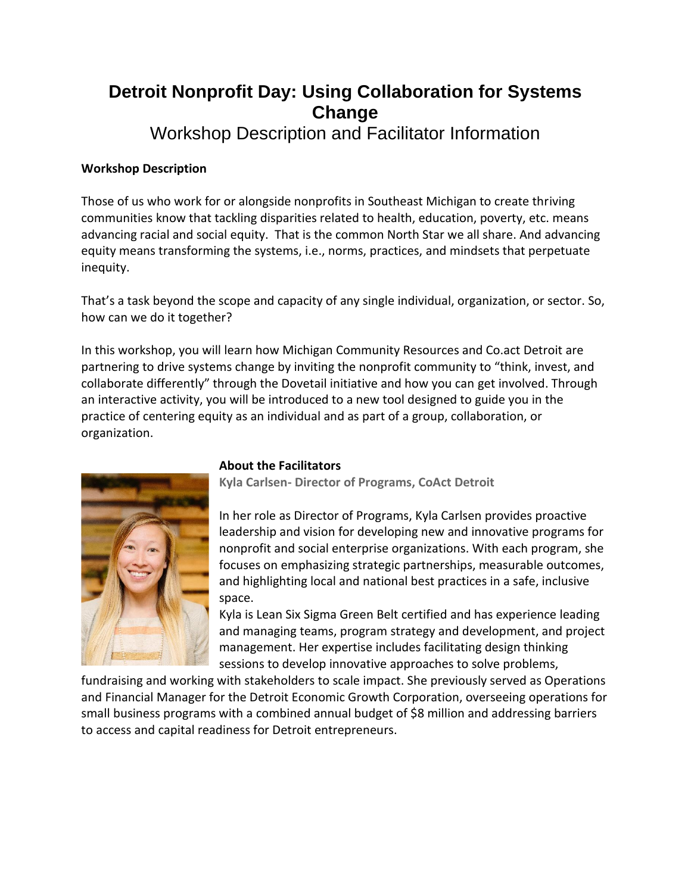# Detroit Nonprofit Day: Using Collaboration for Systems Change

## Workshop Description and Facilitator Information

**Workshop Description**

Those of us who work for or alongside nonprofits in Southeast Michigan to create thriving communities know that tackling disparities related to health, education, poverty, etc. means advancing racial and social equity. That is the common North Star we all share. And advancing equity means transforming the systems, i.e., norms, practices, and mindsets that perpetuate inequity.

That's a task beyond the scope and capacity of any single individual, organization, or sector. So, how can we do it together?

In this workshop, you will learn how Michigan Community Resources and Co.act Detroit are partnering to drive systems change by inviting the nonprofit community to "think, invest, and collaborate differently" through the Dovetail initiative and how you can get involved. Through an interactive activity, you will be introduced to a new tool designed to guide you in the practice of centering equity as an individual and as part of a group, collaboration, or organization.

**About the Facilitators**

**Kyla Carlsen- Director of Programs, CoAct Detroit**

In her role as Director of Programs, Kyla Carlsen provides proactive leadership and vision for developing new and innovative programs for nonprofit and social enterprise organizations. With each program, she focuses on emphasizing strategic partnerships, measurable outcomes, and highlighting local and national best practices in a safe, inclusive space.

Kyla is Lean Six Sigma Green Belt certified and has experience leading and managing teams, program strategy and development, and project management. Her expertise includes facilitating design thinking sessions to develop innovative approaches to solve problems, fundraising and working with stakeholders to scale impact. She previously served as Operations and Financial Manager for the Detroit Economic Growth Corporation, overseeing operations for small business programs with a combined annual budget of $8 million and addressing barriers to access and capital readiness for Detroit entrepreneurs.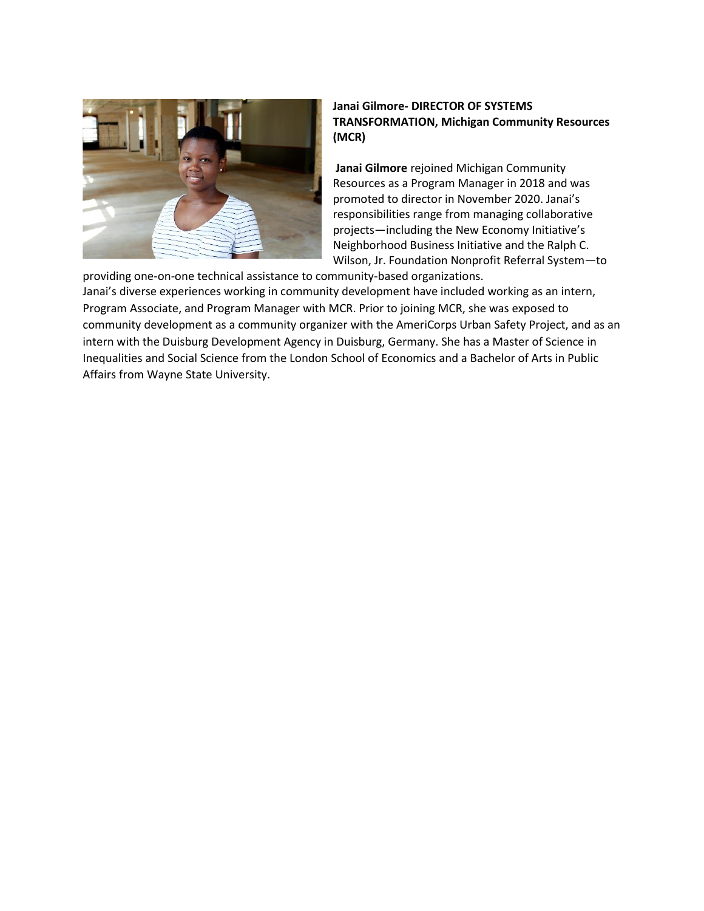**Janai Gilmore- DIRECTOR OF SYSTEMS TRANSFORMATION, Michigan Community Resources (MCR)**

**Janai Gilmore** rejoined Michigan Community Resources as a Program Manager in 2018 and was promoted to director in November 2020. Janai's responsibilities range from managing collaborative projects—including the New Economy Initiative's Neighborhood Business Initiative and the Ralph C. Wilson, Jr. Foundation Nonprofit Referral System—to providing one-on-one technical assistance to community-based organizations.

Janai's diverse experiences working in community development have included working as an intern, Program Associate, and Program Manager with MCR. Prior to joining MCR, she was exposed to community development as a community organizer with the AmeriCorps Urban Safety Project, and as an intern with the Duisburg Development Agency in Duisburg, Germany. She has a Master of Science in Inequalities and Social Science from the London School of Economics and a Bachelor of Arts in Public Affairs from Wayne State University.